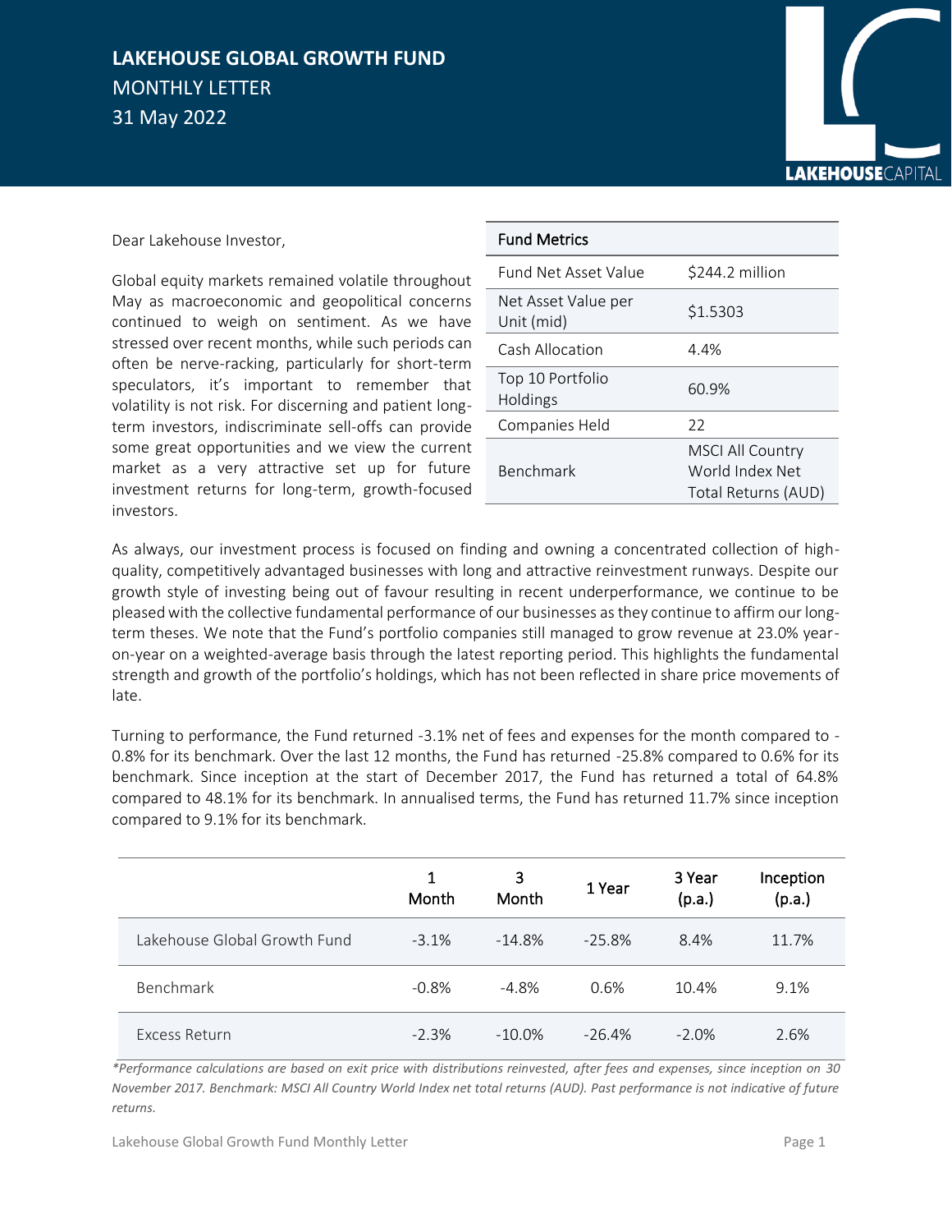# LAKEHOUSE GLOBAL GROWTH FUND

MONTHLY LETTER

31 May 2022

Dear Lakehouse Investor,

Global equity markets remained volatile throughout May as macroeconomic and geopolitical concerns continued to weigh on sentiment. As we have stressed over recent months, while such periods can often be nerve-racking, particularly for short-term speculators, it's important to remember that volatility is not risk. For discerning and patient long-term investors, indiscriminate sell-offs can provide some great opportunities and we view the current market as a very attractive set up for future investment returns for long-term, growth-focused investors.

| Fund Metrics | |
|---|---|
| Fund Net Asset Value | $244.2 million |
| Net Asset Value per Unit (mid) | $1.5303 |
| Cash Allocation | 4.4% |
| Top 10 Portfolio Holdings | 60.9% |
| Companies Held | 22 |
| Benchmark | MSCI All Country World Index Net Total Returns (AUD) |

As always, our investment process is focused on finding and owning a concentrated collection of high-quality, competitively advantaged businesses with long and attractive reinvestment runways. Despite our growth style of investing being out of favour resulting in recent underperformance, we continue to be pleased with the collective fundamental performance of our businesses as they continue to affirm our long-term theses. We note that the Fund's portfolio companies still managed to grow revenue at 23.0% year-on-year on a weighted-average basis through the latest reporting period. This highlights the fundamental strength and growth of the portfolio's holdings, which has not been reflected in share price movements of late.

Turning to performance, the Fund returned -3.1% net of fees and expenses for the month compared to -0.8% for its benchmark. Over the last 12 months, the Fund has returned -25.8% compared to 0.6% for its benchmark. Since inception at the start of December 2017, the Fund has returned a total of 64.8% compared to 48.1% for its benchmark. In annualised terms, the Fund has returned 11.7% since inception compared to 9.1% for its benchmark.

| | 1 Month | 3 Month | 1 Year | 3 Year (p.a.) | Inception (p.a.) |
|---|---|---|---|---|---|
| Lakehouse Global Growth Fund | -3.1% | -14.8% | -25.8% | 8.4% | 11.7% |
| Benchmark | -0.8% | -4.8% | 0.6% | 10.4% | 9.1% |
| Excess Return | -2.3% | -10.0% | -26.4% | -2.0% | 2.6% |

*\*Performance calculations are based on exit price with distributions reinvested, after fees and expenses, since inception on 30 November 2017. Benchmark: MSCI All Country World Index net total returns (AUD). Past performance is not indicative of future returns.*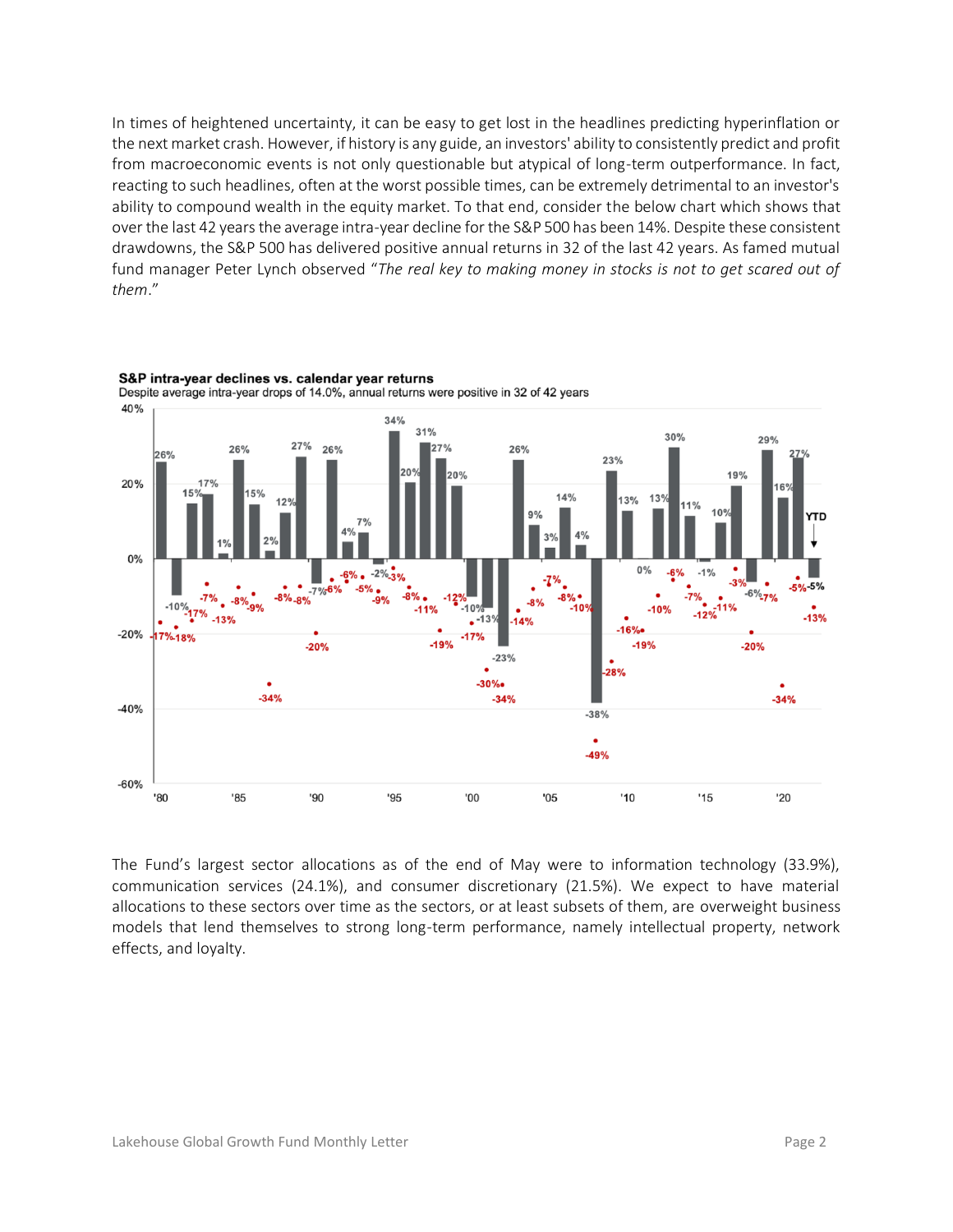In times of heightened uncertainty, it can be easy to get lost in the headlines predicting hyperinflation or the next market crash. However, if history is any guide, an investors' ability to consistently predict and profit from macroeconomic events is not only questionable but atypical of long-term outperformance. In fact, reacting to such headlines, often at the worst possible times, can be extremely detrimental to an investor's ability to compound wealth in the equity market. To that end, consider the below chart which shows that over the last 42 years the average intra-year decline for the S&P 500 has been 14%. Despite these consistent drawdowns, the S&P 500 has delivered positive annual returns in 32 of the last 42 years. As famed mutual fund manager Peter Lynch observed "*The real key to making money in stocks is not to get scared out of them*."

**S&P intra-year declines vs. calendar year returns**

Despite average intra-year drops of 14.0%, annual returns were positive in 32 of 42 years

The Fund's largest sector allocations as of the end of May were to information technology (33.9%), communication services (24.1%), and consumer discretionary (21.5%). We expect to have material allocations to these sectors over time as the sectors, or at least subsets of them, are overweight business models that lend themselves to strong long-term performance, namely intellectual property, network effects, and loyalty.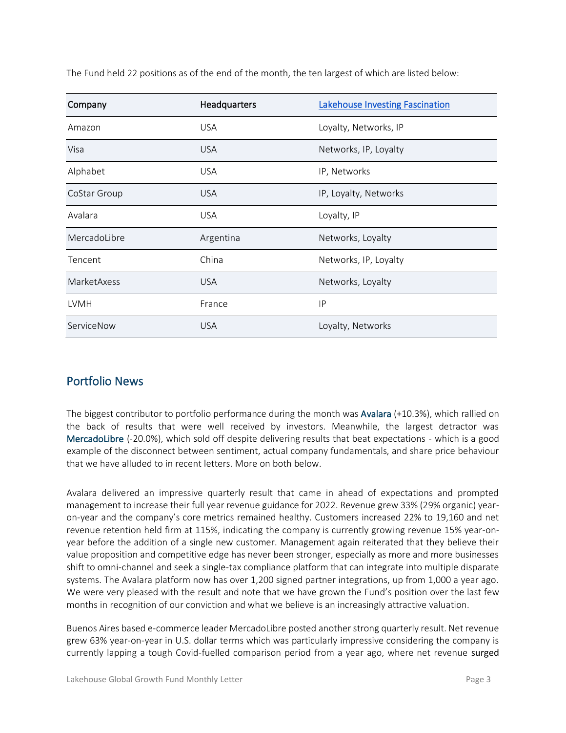The Fund held 22 positions as of the end of the month, the ten largest of which are listed below:

| Company | Headquarters | Lakehouse Investing Fascination |
|---|---|---|
| Amazon | USA | Loyalty, Networks, IP |
| Visa | USA | Networks, IP, Loyalty |
| Alphabet | USA | IP, Networks |
| CoStar Group | USA | IP, Loyalty, Networks |
| Avalara | USA | Loyalty, IP |
| MercadoLibre | Argentina | Networks, Loyalty |
| Tencent | China | Networks, IP, Loyalty |
| MarketAxess | USA | Networks, Loyalty |
| LVMH | France | IP |
| ServiceNow | USA | Loyalty, Networks |

## Portfolio News

The biggest contributor to portfolio performance during the month was Avalara (+10.3%), which rallied on the back of results that were well received by investors. Meanwhile, the largest detractor was MercadoLibre (-20.0%), which sold off despite delivering results that beat expectations - which is a good example of the disconnect between sentiment, actual company fundamentals, and share price behaviour that we have alluded to in recent letters. More on both below.

Avalara delivered an impressive quarterly result that came in ahead of expectations and prompted management to increase their full year revenue guidance for 2022. Revenue grew 33% (29% organic) year-on-year and the company's core metrics remained healthy. Customers increased 22% to 19,160 and net revenue retention held firm at 115%, indicating the company is currently growing revenue 15% year-on-year before the addition of a single new customer. Management again reiterated that they believe their value proposition and competitive edge has never been stronger, especially as more and more businesses shift to omni-channel and seek a single-tax compliance platform that can integrate into multiple disparate systems. The Avalara platform now has over 1,200 signed partner integrations, up from 1,000 a year ago. We were very pleased with the result and note that we have grown the Fund's position over the last few months in recognition of our conviction and what we believe is an increasingly attractive valuation.

Buenos Aires based e-commerce leader MercadoLibre posted another strong quarterly result. Net revenue grew 63% year-on-year in U.S. dollar terms which was particularly impressive considering the company is currently lapping a tough Covid-fuelled comparison period from a year ago, where net revenue surged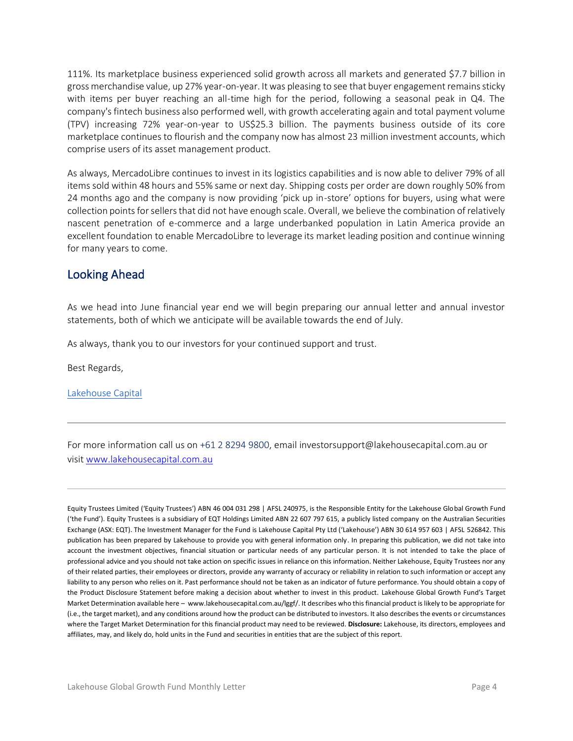111%. Its marketplace business experienced solid growth across all markets and generated $7.7 billion in gross merchandise value, up 27% year-on-year. It was pleasing to see that buyer engagement remains sticky with items per buyer reaching an all-time high for the period, following a seasonal peak in Q4. The company's fintech business also performed well, with growth accelerating again and total payment volume (TPV) increasing 72% year-on-year to US$25.3 billion. The payments business outside of its core marketplace continues to flourish and the company now has almost 23 million investment accounts, which comprise users of its asset management product.

As always, MercadoLibre continues to invest in its logistics capabilities and is now able to deliver 79% of all items sold within 48 hours and 55% same or next day. Shipping costs per order are down roughly 50% from 24 months ago and the company is now providing 'pick up in-store' options for buyers, using what were collection points for sellers that did not have enough scale. Overall, we believe the combination of relatively nascent penetration of e-commerce and a large underbanked population in Latin America provide an excellent foundation to enable MercadoLibre to leverage its market leading position and continue winning for many years to come.

## Looking Ahead

As we head into June financial year end we will begin preparing our annual letter and annual investor statements, both of which we anticipate will be available towards the end of July.

As always, thank you to our investors for your continued support and trust.

Best Regards,

Lakehouse Capital

---

For more information call us on +61 2 8294 9800, email investorsupport@lakehousecapital.com.au or visit www.lakehousecapital.com.au

---

Equity Trustees Limited ('Equity Trustees') ABN 46 004 031 298 | AFSL 240975, is the Responsible Entity for the Lakehouse Global Growth Fund ('the Fund'). Equity Trustees is a subsidiary of EQT Holdings Limited ABN 22 607 797 615, a publicly listed company on the Australian Securities Exchange (ASX: EQT). The Investment Manager for the Fund is Lakehouse Capital Pty Ltd ('Lakehouse') ABN 30 614 957 603 | AFSL 526842. This publication has been prepared by Lakehouse to provide you with general information only. In preparing this publication, we did not take into account the investment objectives, financial situation or particular needs of any particular person. It is not intended to take the place of professional advice and you should not take action on specific issues in reliance on this information. Neither Lakehouse, Equity Trustees nor any of their related parties, their employees or directors, provide any warranty of accuracy or reliability in relation to such information or accept any liability to any person who relies on it. Past performance should not be taken as an indicator of future performance. You should obtain a copy of the Product Disclosure Statement before making a decision about whether to invest in this product. Lakehouse Global Growth Fund's Target Market Determination available here – www.lakehousecapital.com.au/lggf/. It describes who this financial product is likely to be appropriate for (i.e., the target market), and any conditions around how the product can be distributed to investors. It also describes the events or circumstances where the Target Market Determination for this financial product may need to be reviewed. **Disclosure:** Lakehouse, its directors, employees and affiliates, may, and likely do, hold units in the Fund and securities in entities that are the subject of this report.